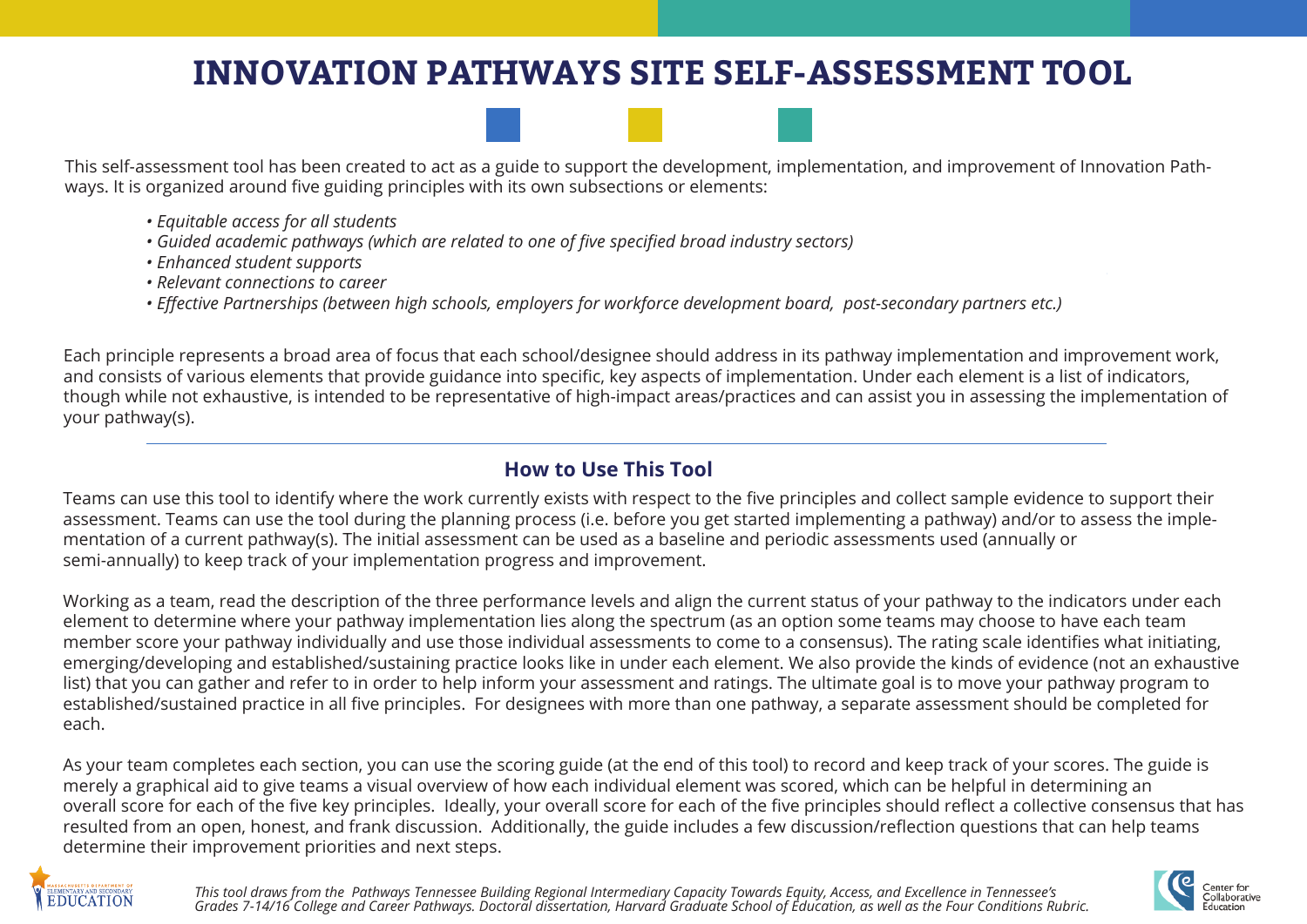# INNOVATION PATHWAYS SITE SELF-ASSESSMENT TOOL

This self-assessment tool has been created to act as a guide to support the development, implementation, and improvement of Innovation Pathways. It is organized around five guiding principles with its own subsections or elements:

- *Equitable access for all students*
- *Guided academic pathways (which are related to one of five specified broad industry sectors)*
- *Enhanced student supports*
- *Relevant connections to career*
- *Effective Partnerships (between high schools, employers for workforce development board, post-secondary partners etc.)*

Each principle represents a broad area of focus that each school/designee should address in its pathway implementation and improvement work, and consists of various elements that provide guidance into specific, key aspects of implementation. Under each element is a list of indicators, though while not exhaustive, is intended to be representative of high-impact areas/practices and can assist you in assessing the implementation of your pathway(s).

## How to Use This Tool

Teams can use this tool to identify where the work currently exists with respect to the five principles and collect sample evidence to support their assessment. Teams can use the tool during the planning process (i.e. before you get started implementing a pathway) and/or to assess the implementation of a current pathway(s). The initial assessment can be used as a baseline and periodic assessments used (annually or semi-annually) to keep track of your implementation progress and improvement.

Working as a team, read the description of the three performance levels and align the current status of your pathway to the indicators under each element to determine where your pathway implementation lies along the spectrum (as an option some teams may choose to have each team member score your pathway individually and use those individual assessments to come to a consensus). The rating scale identifies what initiating, emerging/developing and established/sustaining practice looks like in under each element. We also provide the kinds of evidence (not an exhaustive list) that you can gather and refer to in order to help inform your assessment and ratings. The ultimate goal is to move your pathway program to established/sustained practice in all five principles. For designees with more than one pathway, a separate assessment should be completed for each.

As your team completes each section, you can use the scoring guide (at the end of this tool) to record and keep track of your scores. The guide is merely a graphical aid to give teams a visual overview of how each individual element was scored, which can be helpful in determining an overall score for each of the five key principles. Ideally, your overall score for each of the five principles should reflect a collective consensus that has resulted from an open, honest, and frank discussion. Additionally, the guide includes a few discussion/reflection questions that can help teams determine their improvement priorities and next steps.

*This tool draws from the Pathways Tennessee Building Regional Intermediary Capacity Towards Equity, Access, and Excellence in Tennessee's Grades 7-14/16 College and Career Pathways. Doctoral dissertation, Harvard Graduate School of Education, as well as the Four Conditions Rubric.*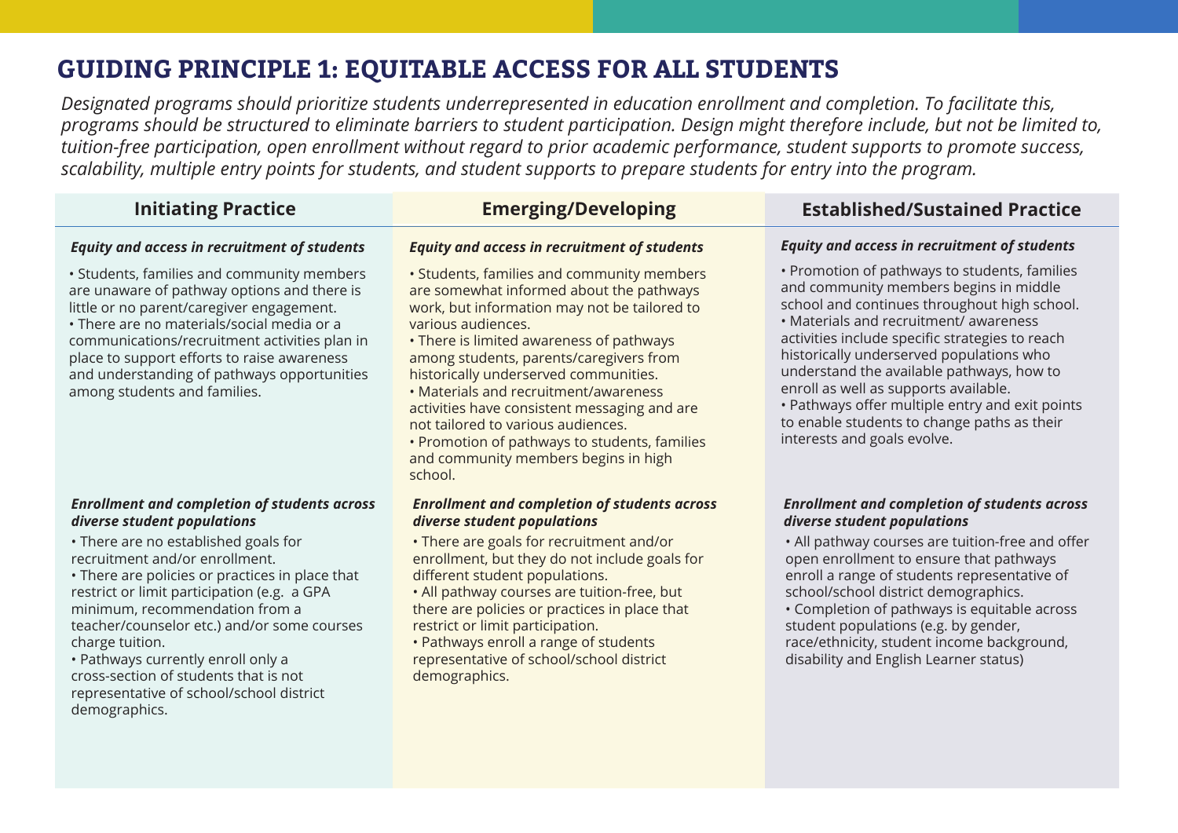## GUIDING PRINCIPLE 1: EQUITABLE ACCESS FOR ALL STUDENTS

*Designated programs should prioritize students underrepresented in education enrollment and completion. To facilitate this, programs should be structured to eliminate barriers to student participation. Design might therefore include, but not be limited to, tuition-free participation, open enrollment without regard to prior academic performance, student supports to promote success, scalability, multiple entry points for students, and student supports to prepare students for entry into the program.*

| Initiating Practice | Emerging/Developing | Established/Sustained Practice |
|---|---|---|
| ***Equity and access in recruitment of students*** | ***Equity and access in recruitment of students*** | ***Equity and access in recruitment of students*** |
| • Students, families and community members are unaware of pathway options and there is little or no parent/caregiver engagement.<br>• There are no materials/social media or a communications/recruitment activities plan in place to support efforts to raise awareness and understanding of pathways opportunities among students and families. | • Students, families and community members are somewhat informed about the pathways work, but information may not be tailored to various audiences.<br>• There is limited awareness of pathways among students, parents/caregivers from historically underserved communities.<br>• Materials and recruitment/awareness activities have consistent messaging and are not tailored to various audiences.<br>• Promotion of pathways to students, families and community members begins in high school. | • Promotion of pathways to students, families and community members begins in middle school and continues throughout high school.<br>• Materials and recruitment/ awareness activities include specific strategies to reach historically underserved populations who understand the available pathways, how to enroll as well as supports available.<br>• Pathways offer multiple entry and exit points to enable students to change paths as their interests and goals evolve. |
| ***Enrollment and completion of students across diverse student populations*** | ***Enrollment and completion of students across diverse student populations*** | ***Enrollment and completion of students across diverse student populations*** |
| • There are no established goals for recruitment and/or enrollment.<br>• There are policies or practices in place that restrict or limit participation (e.g. a GPA minimum, recommendation from a teacher/counselor etc.) and/or some courses charge tuition.<br>• Pathways currently enroll only a cross-section of students that is not representative of school/school district demographics. | • There are goals for recruitment and/or enrollment, but they do not include goals for different student populations.<br>• All pathway courses are tuition-free, but there are policies or practices in place that restrict or limit participation.<br>• Pathways enroll a range of students representative of school/school district demographics. | • All pathway courses are tuition-free and offer open enrollment to ensure that pathways enroll a range of students representative of school/school district demographics.<br>• Completion of pathways is equitable across student populations (e.g. by gender, race/ethnicity, student income background, disability and English Learner status) |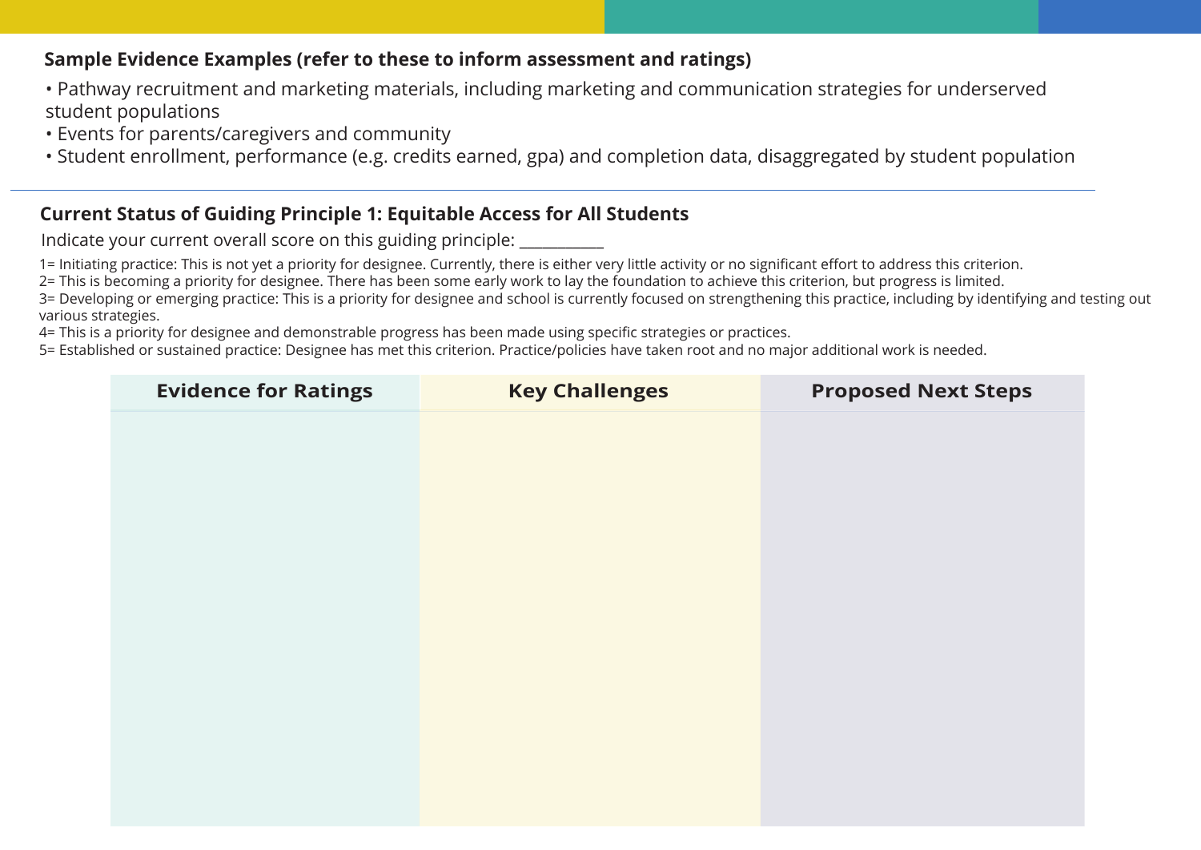**Sample Evidence Examples (refer to these to inform assessment and ratings)**

- Pathway recruitment and marketing materials, including marketing and communication strategies for underserved student populations
- Events for parents/caregivers and community
- Student enrollment, performance (e.g. credits earned, gpa) and completion data, disaggregated by student population

---

## Current Status of Guiding Principle 1: Equitable Access for All Students

Indicate your current overall score on this guiding principle: __________

1= Initiating practice: This is not yet a priority for designee. Currently, there is either very little activity or no significant effort to address this criterion.
2= This is becoming a priority for designee. There has been some early work to lay the foundation to achieve this criterion, but progress is limited.
3= Developing or emerging practice: This is a priority for designee and school is currently focused on strengthening this practice, including by identifying and testing out various strategies.
4= This is a priority for designee and demonstrable progress has been made using specific strategies or practices.
5= Established or sustained practice: Designee has met this criterion. Practice/policies have taken root and no major additional work is needed.

| Evidence for Ratings | Key Challenges | Proposed Next Steps |
| --- | --- | --- |
| | | |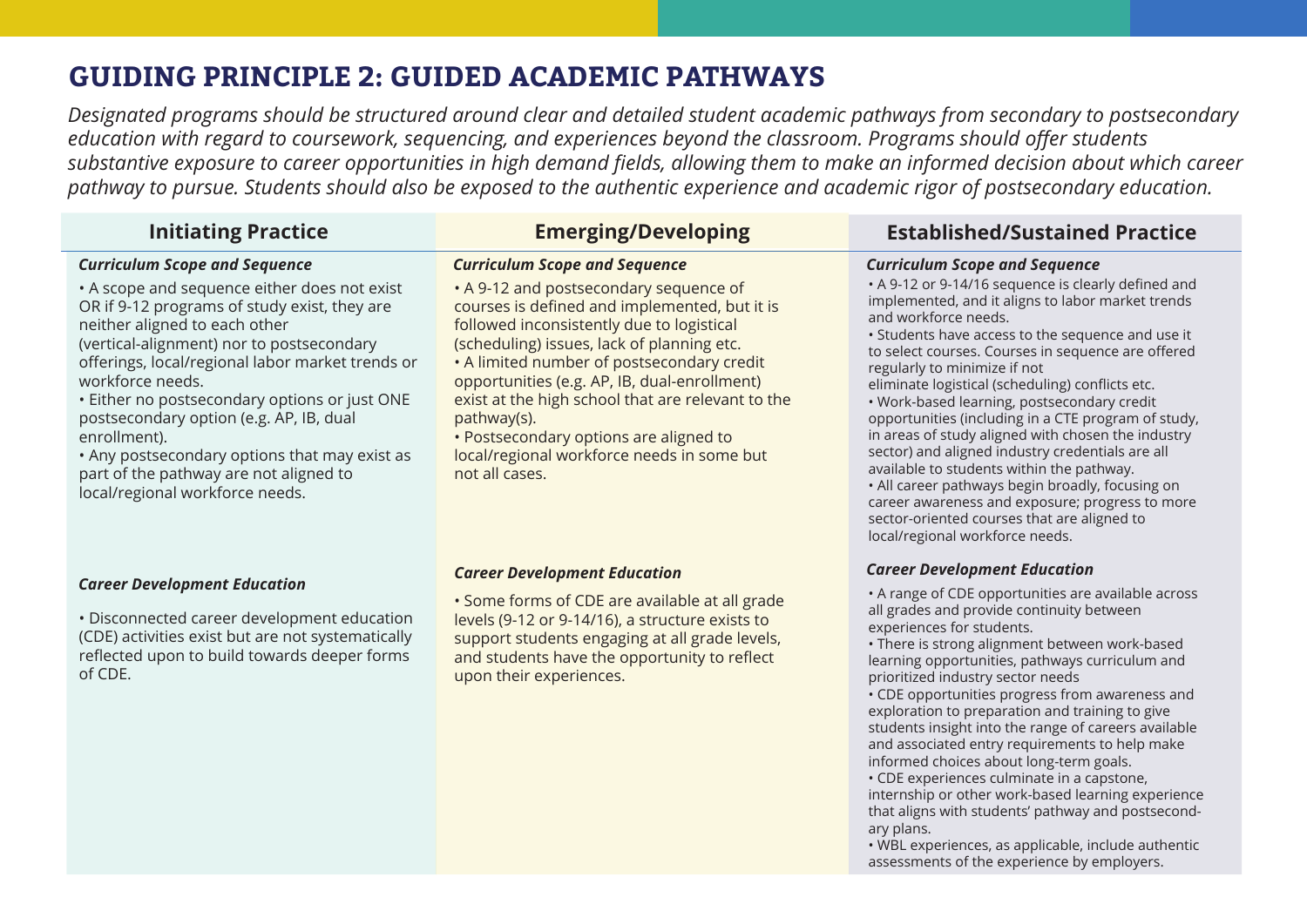# GUIDING PRINCIPLE 2: GUIDED ACADEMIC PATHWAYS

*Designated programs should be structured around clear and detailed student academic pathways from secondary to postsecondary education with regard to coursework, sequencing, and experiences beyond the classroom. Programs should offer students substantive exposure to career opportunities in high demand fields, allowing them to make an informed decision about which career pathway to pursue. Students should also be exposed to the authentic experience and academic rigor of postsecondary education.*

| Initiating Practice | Emerging/Developing | Established/Sustained Practice |
| --- | --- | --- |
| ***Curriculum Scope and Sequence*** | ***Curriculum Scope and Sequence*** | ***Curriculum Scope and Sequence*** |
| • A scope and sequence either does not exist OR if 9-12 programs of study exist, they are neither aligned to each other (vertical-alignment) nor to postsecondary offerings, local/regional labor market trends or workforce needs.<br>• Either no postsecondary options or just ONE postsecondary option (e.g. AP, IB, dual enrollment).<br>• Any postsecondary options that may exist as part of the pathway are not aligned to local/regional workforce needs. | • A 9-12 and postsecondary sequence of courses is defined and implemented, but it is followed inconsistently due to logistical (scheduling) issues, lack of planning etc.<br>• A limited number of postsecondary credit opportunities (e.g. AP, IB, dual-enrollment) exist at the high school that are relevant to the pathway(s).<br>• Postsecondary options are aligned to local/regional workforce needs in some but not all cases. | • A 9-12 or 9-14/16 sequence is clearly defined and implemented, and it aligns to labor market trends and workforce needs.<br>• Students have access to the sequence and use it to select courses. Courses in sequence are offered regularly to minimize if not eliminate logistical (scheduling) conflicts etc.<br>• Work-based learning, postsecondary credit opportunities (including in a CTE program of study, in areas of study aligned with chosen the industry sector) and aligned industry credentials are all available to students within the pathway.<br>• All career pathways begin broadly, focusing on career awareness and exposure; progress to more sector-oriented courses that are aligned to local/regional workforce needs. |
| ***Career Development Education*** | ***Career Development Education*** | ***Career Development Education*** |
| • Disconnected career development education (CDE) activities exist but are not systematically reflected upon to build towards deeper forms of CDE. | • Some forms of CDE are available at all grade levels (9-12 or 9-14/16), a structure exists to support students engaging at all grade levels, and students have the opportunity to reflect upon their experiences. | • A range of CDE opportunities are available across all grades and provide continuity between experiences for students.<br>• There is strong alignment between work-based learning opportunities, pathways curriculum and prioritized industry sector needs<br>• CDE opportunities progress from awareness and exploration to preparation and training to give students insight into the range of careers available and associated entry requirements to help make informed choices about long-term goals.<br>• CDE experiences culminate in a capstone, internship or other work-based learning experience that aligns with students' pathway and postsecondary plans.<br>• WBL experiences, as applicable, include authentic assessments of the experience by employers. |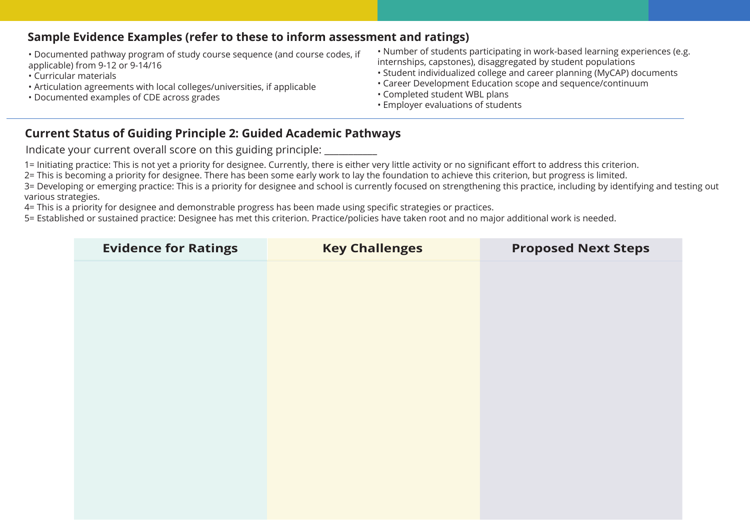## Sample Evidence Examples (refer to these to inform assessment and ratings)

- Documented pathway program of study course sequence (and course codes, if applicable) from 9-12 or 9-14/16
- Curricular materials
- Articulation agreements with local colleges/universities, if applicable
- Documented examples of CDE across grades
- Number of students participating in work-based learning experiences (e.g. internships, capstones), disaggregated by student populations
- Student individualized college and career planning (MyCAP) documents
- Career Development Education scope and sequence/continuum
- Completed student WBL plans
- Employer evaluations of students

---

## Current Status of Guiding Principle 2: Guided Academic Pathways

Indicate your current overall score on this guiding principle: __________

1= Initiating practice: This is not yet a priority for designee. Currently, there is either very little activity or no significant effort to address this criterion.
2= This is becoming a priority for designee. There has been some early work to lay the foundation to achieve this criterion, but progress is limited.
3= Developing or emerging practice: This is a priority for designee and school is currently focused on strengthening this practice, including by identifying and testing out various strategies.
4= This is a priority for designee and demonstrable progress has been made using specific strategies or practices.
5= Established or sustained practice: Designee has met this criterion. Practice/policies have taken root and no major additional work is needed.

| Evidence for Ratings | Key Challenges | Proposed Next Steps |
|---|---|---|
| | | |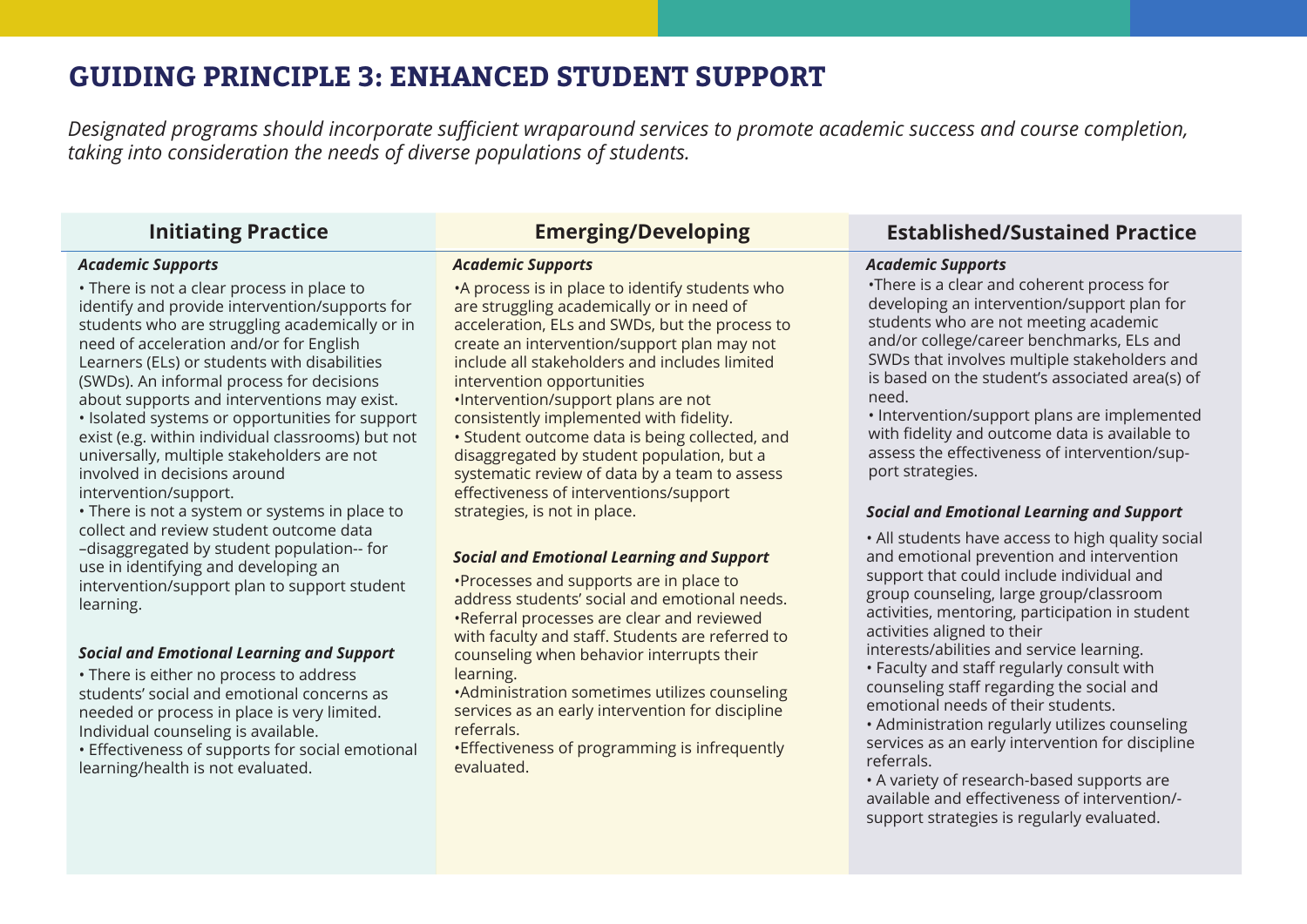## GUIDING PRINCIPLE 3: ENHANCED STUDENT SUPPORT

*Designated programs should incorporate sufficient wraparound services to promote academic success and course completion, taking into consideration the needs of diverse populations of students.*

| Initiating Practice | Emerging/Developing | Established/Sustained Practice |
| --- | --- | --- |
| ***Academic Supports*** | ***Academic Supports*** | ***Academic Supports*** |
| • There is not a clear process in place to identify and provide intervention/supports for students who are struggling academically or in need of acceleration and/or for English Learners (ELs) or students with disabilities (SWDs). An informal process for decisions about supports and interventions may exist.<br>• Isolated systems or opportunities for support exist (e.g. within individual classrooms) but not universally, multiple stakeholders are not involved in decisions around intervention/support.<br>• There is not a system or systems in place to collect and review student outcome data –disaggregated by student population-- for use in identifying and developing an intervention/support plan to support student learning. | •A process is in place to identify students who are struggling academically or in need of acceleration, ELs and SWDs, but the process to create an intervention/support plan may not include all stakeholders and includes limited intervention opportunities<br>•Intervention/support plans are not consistently implemented with fidelity.<br>• Student outcome data is being collected, and disaggregated by student population, but a systematic review of data by a team to assess effectiveness of interventions/support strategies, is not in place. | •There is a clear and coherent process for developing an intervention/support plan for students who are not meeting academic and/or college/career benchmarks, ELs and SWDs that involves multiple stakeholders and is based on the student's associated area(s) of need.<br>• Intervention/support plans are implemented with fidelity and outcome data is available to assess the effectiveness of intervention/support strategies. |
| ***Social and Emotional Learning and Support*** | ***Social and Emotional Learning and Support*** | ***Social and Emotional Learning and Support*** |
| • There is either no process to address students' social and emotional concerns as needed or process in place is very limited. Individual counseling is available.<br>• Effectiveness of supports for social emotional learning/health is not evaluated. | •Processes and supports are in place to address students' social and emotional needs.<br>•Referral processes are clear and reviewed with faculty and staff. Students are referred to counseling when behavior interrupts their learning.<br>•Administration sometimes utilizes counseling services as an early intervention for discipline referrals.<br>•Effectiveness of programming is infrequently evaluated. | • All students have access to high quality social and emotional prevention and intervention support that could include individual and group counseling, large group/classroom activities, mentoring, participation in student activities aligned to their interests/abilities and service learning.<br>• Faculty and staff regularly consult with counseling staff regarding the social and emotional needs of their students.<br>• Administration regularly utilizes counseling services as an early intervention for discipline referrals.<br>• A variety of research-based supports are available and effectiveness of intervention/-support strategies is regularly evaluated. |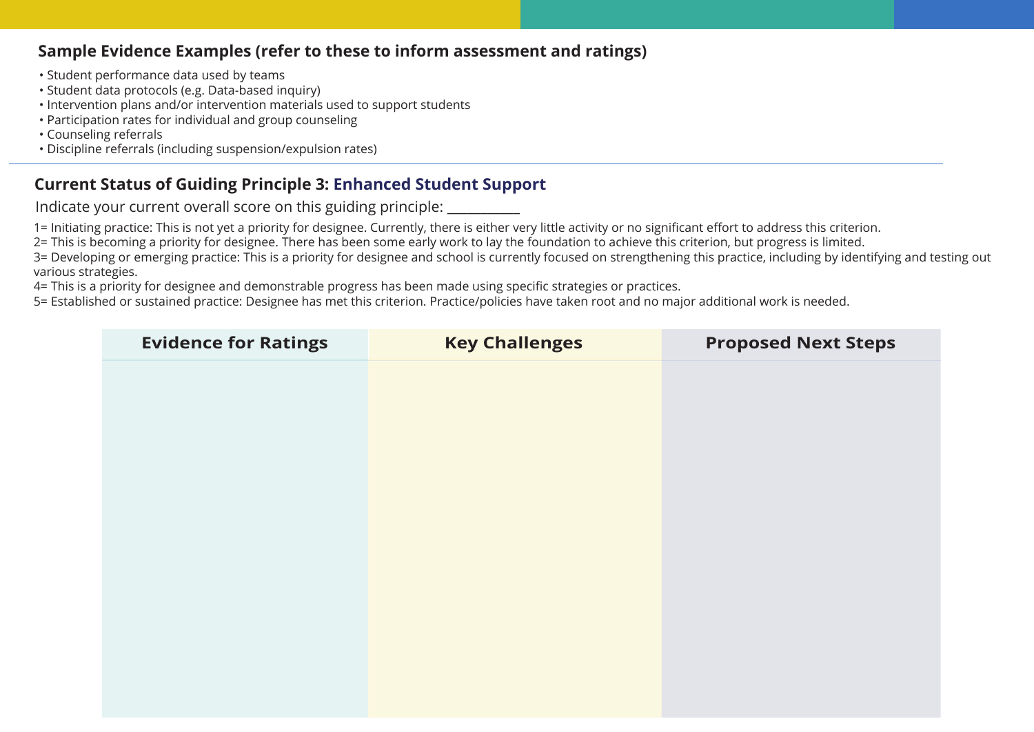### Sample Evidence Examples (refer to these to inform assessment and ratings)

- Student performance data used by teams
- Student data protocols (e.g. Data-based inquiry)
- Intervention plans and/or intervention materials used to support students
- Participation rates for individual and group counseling
- Counseling referrals
- Discipline referrals (including suspension/expulsion rates)

---

## Current Status of Guiding Principle 3: Enhanced Student Support

Indicate your current overall score on this guiding principle: __________

1= Initiating practice: This is not yet a priority for designee. Currently, there is either very little activity or no significant effort to address this criterion.
2= This is becoming a priority for designee. There has been some early work to lay the foundation to achieve this criterion, but progress is limited.
3= Developing or emerging practice: This is a priority for designee and school is currently focused on strengthening this practice, including by identifying and testing out various strategies.
4= This is a priority for designee and demonstrable progress has been made using specific strategies or practices.
5= Established or sustained practice: Designee has met this criterion. Practice/policies have taken root and no major additional work is needed.

| Evidence for Ratings | Key Challenges | Proposed Next Steps |
| --- | --- | --- |
| | | |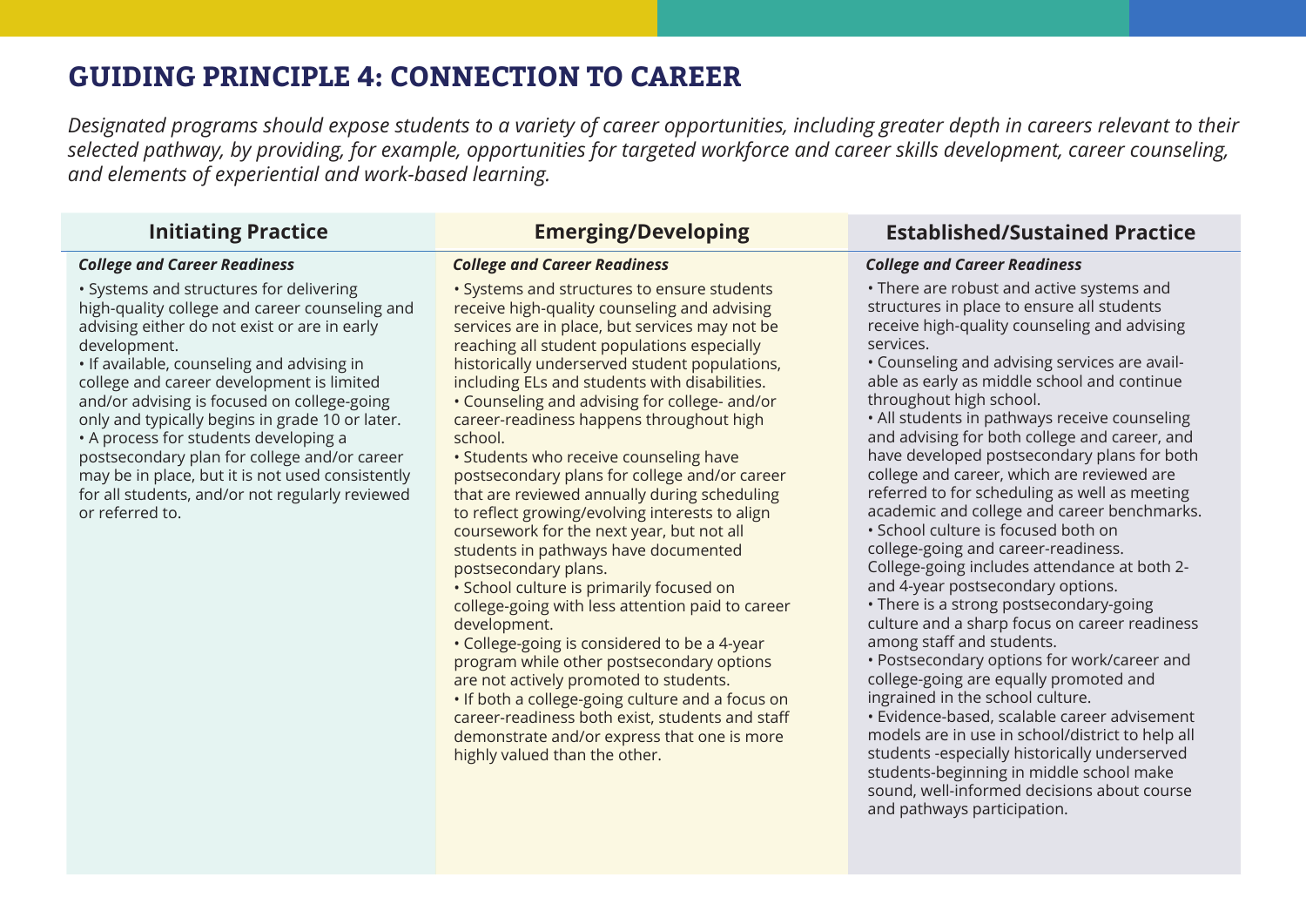## GUIDING PRINCIPLE 4: CONNECTION TO CAREER

*Designated programs should expose students to a variety of career opportunities, including greater depth in careers relevant to their selected pathway, by providing, for example, opportunities for targeted workforce and career skills development, career counseling, and elements of experiential and work-based learning.*

| Initiating Practice | Emerging/Developing | Established/Sustained Practice |
|---|---|---|
| ***College and Career Readiness*** | ***College and Career Readiness*** | ***College and Career Readiness*** |
| • Systems and structures for delivering high-quality college and career counseling and advising either do not exist or are in early development.<br>• If available, counseling and advising in college and career development is limited and/or advising is focused on college-going only and typically begins in grade 10 or later.<br>• A process for students developing a postsecondary plan for college and/or career may be in place, but it is not used consistently for all students, and/or not regularly reviewed or referred to. | • Systems and structures to ensure students receive high-quality counseling and advising services are in place, but services may not be reaching all student populations especially historically underserved student populations, including ELs and students with disabilities.<br>• Counseling and advising for college- and/or career-readiness happens throughout high school.<br>• Students who receive counseling have postsecondary plans for college and/or career that are reviewed annually during scheduling to reflect growing/evolving interests to align coursework for the next year, but not all students in pathways have documented postsecondary plans.<br>• School culture is primarily focused on college-going with less attention paid to career development.<br>• College-going is considered to be a 4-year program while other postsecondary options are not actively promoted to students.<br>• If both a college-going culture and a focus on career-readiness both exist, students and staff demonstrate and/or express that one is more highly valued than the other. | • There are robust and active systems and structures in place to ensure all students receive high-quality counseling and advising services.<br>• Counseling and advising services are available as early as middle school and continue throughout high school.<br>• All students in pathways receive counseling and advising for both college and career, and have developed postsecondary plans for both college and career, which are reviewed are referred to for scheduling as well as meeting academic and college and career benchmarks.<br>• School culture is focused both on college-going and career-readiness. College-going includes attendance at both 2- and 4-year postsecondary options.<br>• There is a strong postsecondary-going culture and a sharp focus on career readiness among staff and students.<br>• Postsecondary options for work/career and college-going are equally promoted and ingrained in the school culture.<br>• Evidence-based, scalable career advisement models are in use in school/district to help all students -especially historically underserved students-beginning in middle school make sound, well-informed decisions about course and pathways participation. |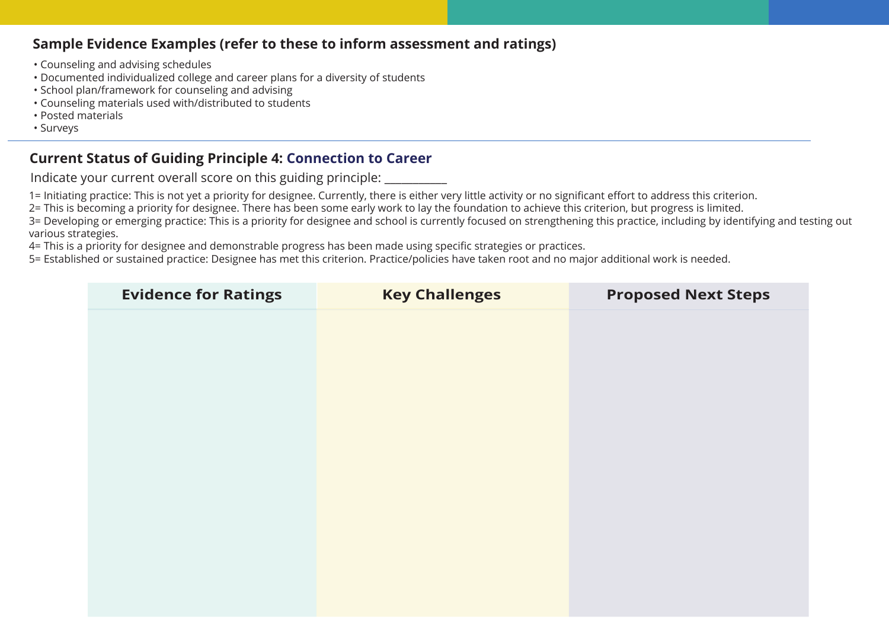### Sample Evidence Examples (refer to these to inform assessment and ratings)

- Counseling and advising schedules
- Documented individualized college and career plans for a diversity of students
- School plan/framework for counseling and advising
- Counseling materials used with/distributed to students
- Posted materials
- Surveys

---

### Current Status of Guiding Principle 4: Connection to Career

Indicate your current overall score on this guiding principle: __________

1= Initiating practice: This is not yet a priority for designee. Currently, there is either very little activity or no significant effort to address this criterion.
2= This is becoming a priority for designee. There has been some early work to lay the foundation to achieve this criterion, but progress is limited.
3= Developing or emerging practice: This is a priority for designee and school is currently focused on strengthening this practice, including by identifying and testing out various strategies.
4= This is a priority for designee and demonstrable progress has been made using specific strategies or practices.
5= Established or sustained practice: Designee has met this criterion. Practice/policies have taken root and no major additional work is needed.

| Evidence for Ratings | Key Challenges | Proposed Next Steps |
| --- | --- | --- |
| | | |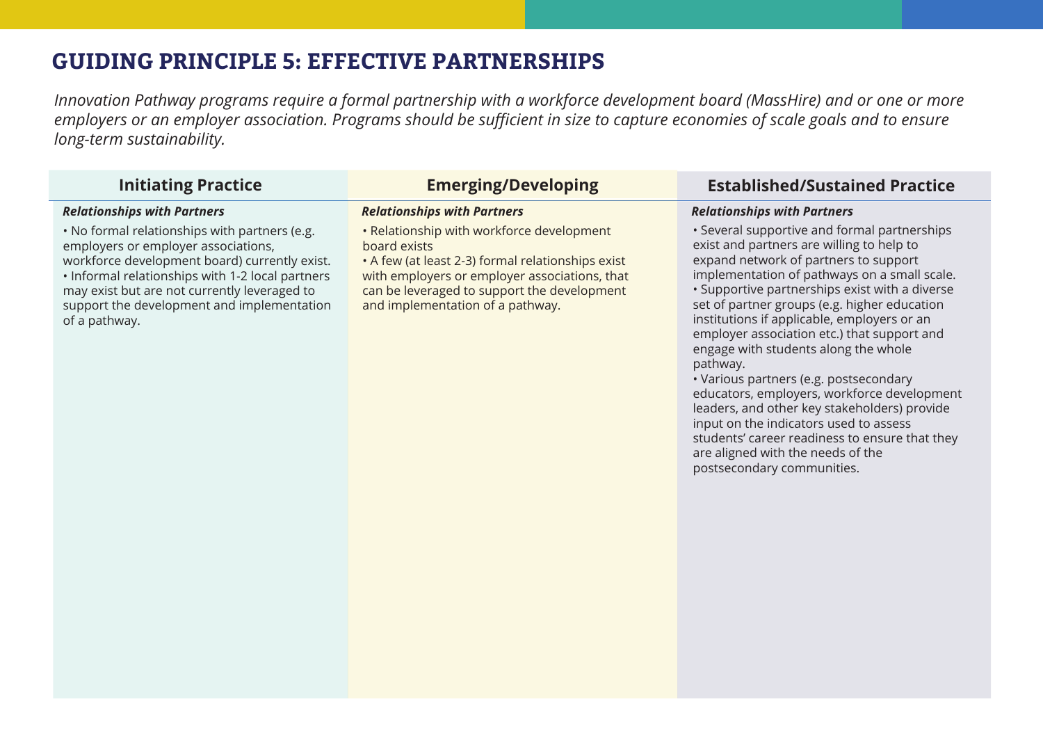## GUIDING PRINCIPLE 5: EFFECTIVE PARTNERSHIPS

*Innovation Pathway programs require a formal partnership with a workforce development board (MassHire) and or one or more employers or an employer association. Programs should be sufficient in size to capture economies of scale goals and to ensure long-term sustainability.*

| Initiating Practice | Emerging/Developing | Established/Sustained Practice |
|---|---|---|
| ***Relationships with Partners*** | ***Relationships with Partners*** | ***Relationships with Partners*** |
| • No formal relationships with partners (e.g. employers or employer associations, workforce development board) currently exist.<br>• Informal relationships with 1-2 local partners may exist but are not currently leveraged to support the development and implementation of a pathway. | • Relationship with workforce development board exists<br>• A few (at least 2-3) formal relationships exist with employers or employer associations, that can be leveraged to support the development and implementation of a pathway. | • Several supportive and formal partnerships exist and partners are willing to help to expand network of partners to support implementation of pathways on a small scale.<br>• Supportive partnerships exist with a diverse set of partner groups (e.g. higher education institutions if applicable, employers or an employer association etc.) that support and engage with students along the whole pathway.<br>• Various partners (e.g. postsecondary educators, employers, workforce development leaders, and other key stakeholders) provide input on the indicators used to assess students' career readiness to ensure that they are aligned with the needs of the postsecondary communities. |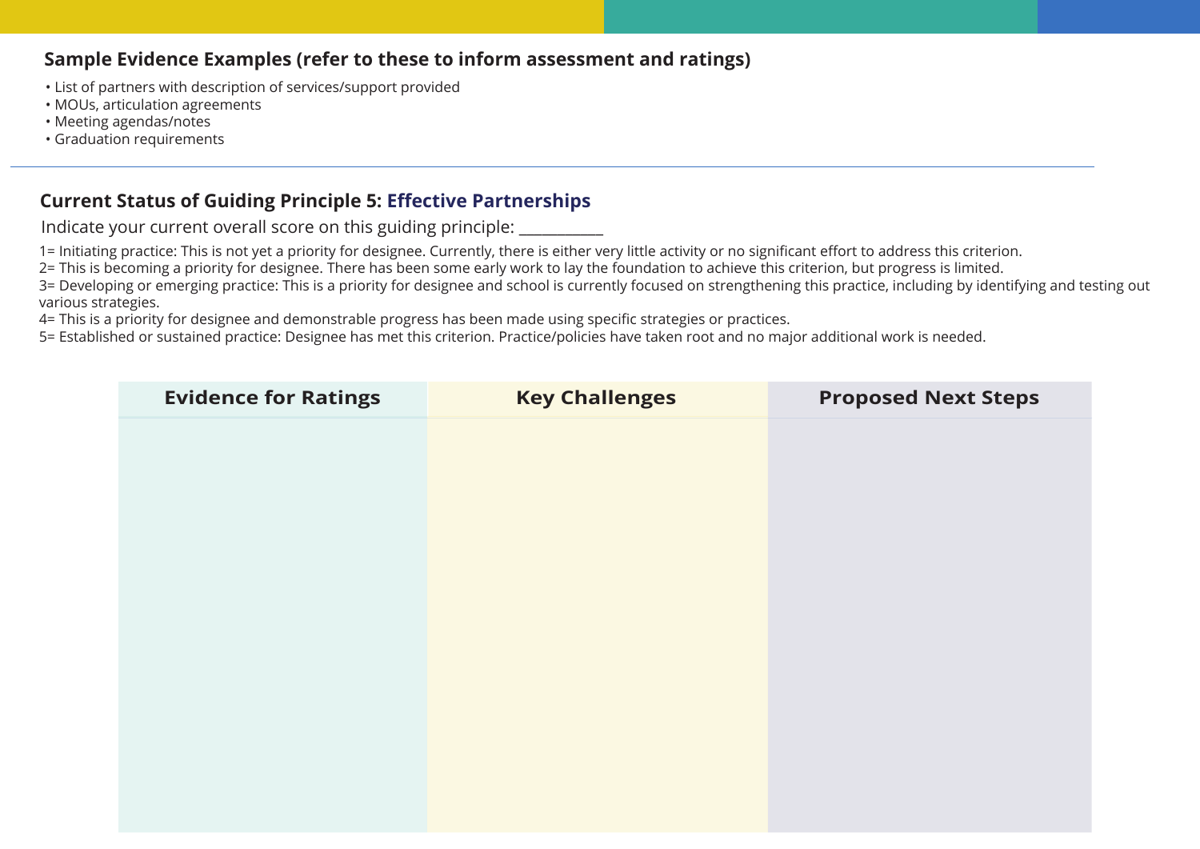**Sample Evidence Examples (refer to these to inform assessment and ratings)**

- List of partners with description of services/support provided
- MOUs, articulation agreements
- Meeting agendas/notes
- Graduation requirements

---

## Current Status of Guiding Principle 5: Effective Partnerships

Indicate your current overall score on this guiding principle: __________

1= Initiating practice: This is not yet a priority for designee. Currently, there is either very little activity or no significant effort to address this criterion.
2= This is becoming a priority for designee. There has been some early work to lay the foundation to achieve this criterion, but progress is limited.
3= Developing or emerging practice: This is a priority for designee and school is currently focused on strengthening this practice, including by identifying and testing out various strategies.
4= This is a priority for designee and demonstrable progress has been made using specific strategies or practices.
5= Established or sustained practice: Designee has met this criterion. Practice/policies have taken root and no major additional work is needed.

| Evidence for Ratings | Key Challenges | Proposed Next Steps |
|---|---|---|
| | | |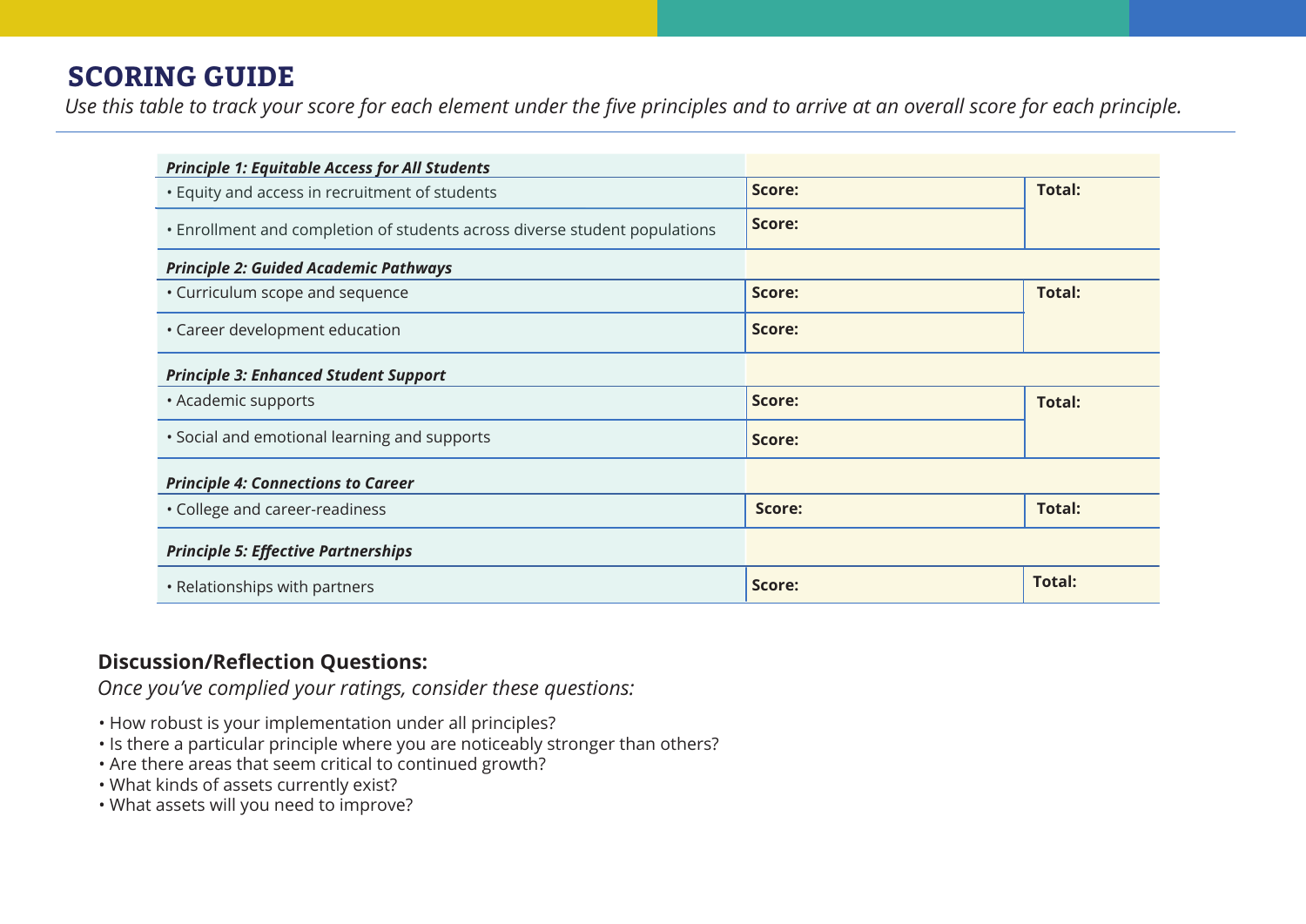## SCORING GUIDE

*Use this table to track your score for each element under the five principles and to arrive at an overall score for each principle.*

| | | |
|---|---|---|
| ***Principle 1: Equitable Access for All Students*** | | |
| • Equity and access in recruitment of students | **Score:** | **Total:** |
| • Enrollment and completion of students across diverse student populations | **Score:** | |
| ***Principle 2: Guided Academic Pathways*** | | |
| • Curriculum scope and sequence | **Score:** | **Total:** |
| • Career development education | **Score:** | |
| ***Principle 3: Enhanced Student Support*** | | |
| • Academic supports | **Score:** | **Total:** |
| • Social and emotional learning and supports | **Score:** | |
| ***Principle 4: Connections to Career*** | | |
| • College and career-readiness | **Score:** | **Total:** |
| ***Principle 5: Effective Partnerships*** | | |
| • Relationships with partners | **Score:** | **Total:** |

### Discussion/Reflection Questions:

*Once you've complied your ratings, consider these questions:*

- How robust is your implementation under all principles?
- Is there a particular principle where you are noticeably stronger than others?
- Are there areas that seem critical to continued growth?
- What kinds of assets currently exist?
- What assets will you need to improve?